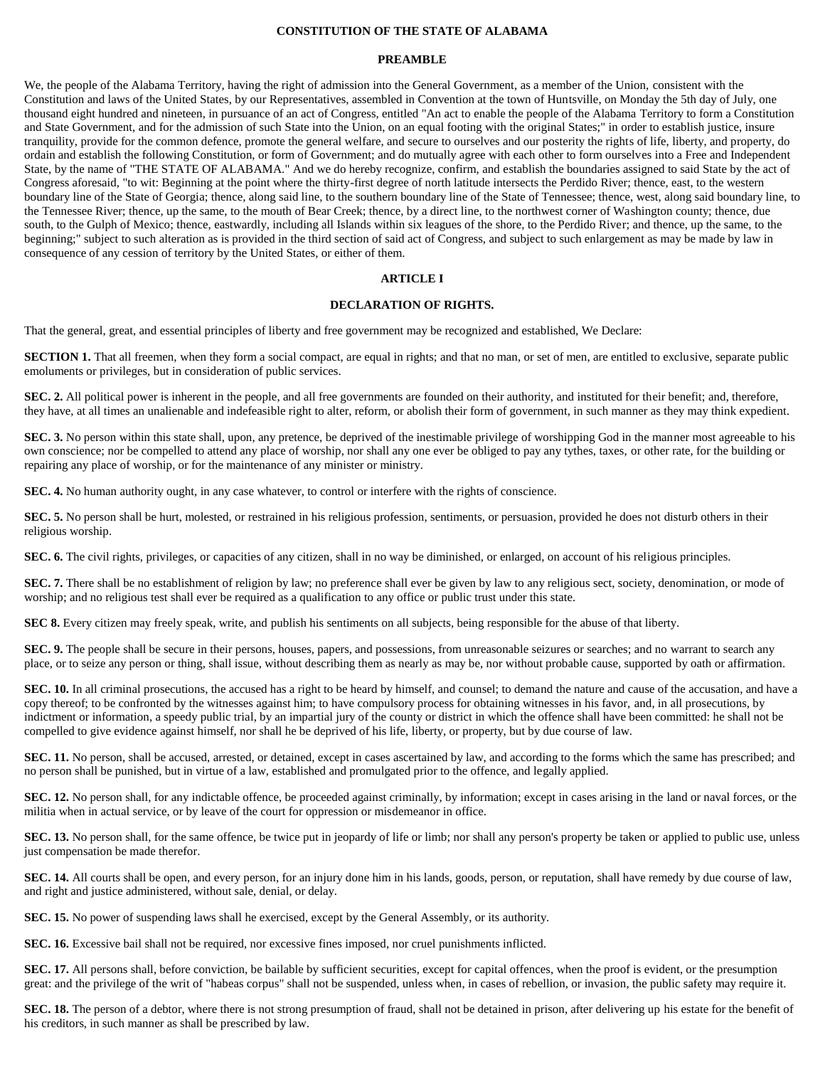# CONSTITUTION OF THE STATE OF ALABAMA

## PREAMBLE

We, the people of the Alabama Territory, having the right of admission into the General Government, as a member of the Union, consistent with the Constitution and laws of the United States, by our Representatives, assembled in Convention at the town of Huntsville, on Monday the 5th day of July, one thousand eight hundred and nineteen, in pursuance of an act of Congress, entitled "An act to enable the people of the Alabama Territory to form a Constitution and State Government, and for the admission of such State into the Union, on an equal footing with the original States;" in order to establish justice, insure tranquility, provide for the common defence, promote the general welfare, and secure to ourselves and our posterity the rights of life, liberty, and property, do ordain and establish the following Constitution, or form of Government; and do mutually agree with each other to form ourselves into a Free and Independent State, by the name of "THE STATE OF ALABAMA." And we do hereby recognize, confirm, and establish the boundaries assigned to said State by the act of Congress aforesaid, "to wit: Beginning at the point where the thirty-first degree of north latitude intersects the Perdido River; thence, east, to the western boundary line of the State of Georgia; thence, along said line, to the southern boundary line of the State of Tennessee; thence, west, along said boundary line, to the Tennessee River; thence, up the same, to the mouth of Bear Creek; thence, by a direct line, to the northwest corner of Washington county; thence, due south, to the Gulph of Mexico; thence, eastwardly, including all Islands within six leagues of the shore, to the Perdido River; and thence, up the same, to the beginning;" subject to such alteration as is provided in the third section of said act of Congress, and subject to such enlargement as may be made by law in consequence of any cession of territory by the United States, or either of them.

## ARTICLE I

## DECLARATION OF RIGHTS.

That the general, great, and essential principles of liberty and free government may be recognized and established, We Declare:

**SECTION 1.** That all freemen, when they form a social compact, are equal in rights; and that no man, or set of men, are entitled to exclusive, separate public emoluments or privileges, but in consideration of public services.

**SEC. 2.** All political power is inherent in the people, and all free governments are founded on their authority, and instituted for their benefit; and, therefore, they have, at all times an unalienable and indefeasible right to alter, reform, or abolish their form of government, in such manner as they may think expedient.

**SEC. 3.** No person within this state shall, upon, any pretence, be deprived of the inestimable privilege of worshipping God in the manner most agreeable to his own conscience; nor be compelled to attend any place of worship, nor shall any one ever be obliged to pay any tythes, taxes, or other rate, for the building or repairing any place of worship, or for the maintenance of any minister or ministry.

**SEC. 4.** No human authority ought, in any case whatever, to control or interfere with the rights of conscience.

**SEC. 5.** No person shall be hurt, molested, or restrained in his religious profession, sentiments, or persuasion, provided he does not disturb others in their religious worship.

**SEC. 6.** The civil rights, privileges, or capacities of any citizen, shall in no way be diminished, or enlarged, on account of his religious principles.

**SEC. 7.** There shall be no establishment of religion by law; no preference shall ever be given by law to any religious sect, society, denomination, or mode of worship; and no religious test shall ever be required as a qualification to any office or public trust under this state.

**SEC 8.** Every citizen may freely speak, write, and publish his sentiments on all subjects, being responsible for the abuse of that liberty.

**SEC. 9.** The people shall be secure in their persons, houses, papers, and possessions, from unreasonable seizures or searches; and no warrant to search any place, or to seize any person or thing, shall issue, without describing them as nearly as may be, nor without probable cause, supported by oath or affirmation.

**SEC. 10.** In all criminal prosecutions, the accused has a right to be heard by himself, and counsel; to demand the nature and cause of the accusation, and have a copy thereof; to be confronted by the witnesses against him; to have compulsory process for obtaining witnesses in his favor, and, in all prosecutions, by indictment or information, a speedy public trial, by an impartial jury of the county or district in which the offence shall have been committed: he shall not be compelled to give evidence against himself, nor shall he be deprived of his life, liberty, or property, but by due course of law.

**SEC. 11.** No person, shall be accused, arrested, or detained, except in cases ascertained by law, and according to the forms which the same has prescribed; and no person shall be punished, but in virtue of a law, established and promulgated prior to the offence, and legally applied.

**SEC. 12.** No person shall, for any indictable offence, be proceeded against criminally, by information; except in cases arising in the land or naval forces, or the militia when in actual service, or by leave of the court for oppression or misdemeanor in office.

**SEC. 13.** No person shall, for the same offence, be twice put in jeopardy of life or limb; nor shall any person's property be taken or applied to public use, unless just compensation be made therefor.

**SEC. 14.** All courts shall be open, and every person, for an injury done him in his lands, goods, person, or reputation, shall have remedy by due course of law, and right and justice administered, without sale, denial, or delay.

**SEC. 15.** No power of suspending laws shall he exercised, except by the General Assembly, or its authority.

**SEC. 16.** Excessive bail shall not be required, nor excessive fines imposed, nor cruel punishments inflicted.

**SEC. 17.** All persons shall, before conviction, be bailable by sufficient securities, except for capital offences, when the proof is evident, or the presumption great: and the privilege of the writ of "habeas corpus" shall not be suspended, unless when, in cases of rebellion, or invasion, the public safety may require it.

**SEC. 18.** The person of a debtor, where there is not strong presumption of fraud, shall not be detained in prison, after delivering up his estate for the benefit of his creditors, in such manner as shall be prescribed by law.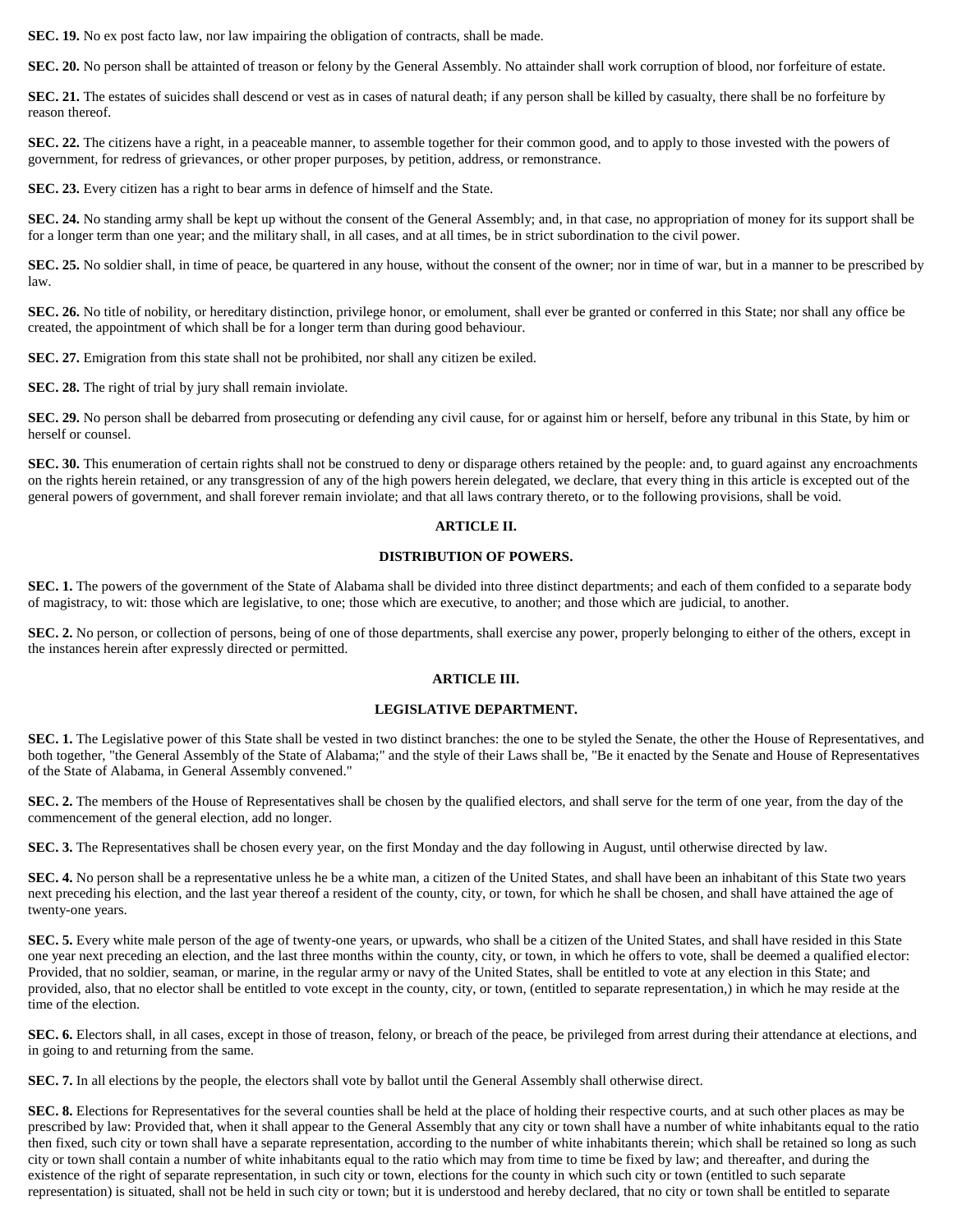**SEC. 19.** No ex post facto law, nor law impairing the obligation of contracts, shall be made.

**SEC. 20.** No person shall be attainted of treason or felony by the General Assembly. No attainder shall work corruption of blood, nor forfeiture of estate.

**SEC. 21.** The estates of suicides shall descend or vest as in cases of natural death; if any person shall be killed by casualty, there shall be no forfeiture by reason thereof.

**SEC. 22.** The citizens have a right, in a peaceable manner, to assemble together for their common good, and to apply to those invested with the powers of government, for redress of grievances, or other proper purposes, by petition, address, or remonstrance.

**SEC. 23.** Every citizen has a right to bear arms in defence of himself and the State.

**SEC. 24.** No standing army shall be kept up without the consent of the General Assembly; and, in that case, no appropriation of money for its support shall be for a longer term than one year; and the military shall, in all cases, and at all times, be in strict subordination to the civil power.

**SEC. 25.** No soldier shall, in time of peace, be quartered in any house, without the consent of the owner; nor in time of war, but in a manner to be prescribed by law.

**SEC. 26.** No title of nobility, or hereditary distinction, privilege honor, or emolument, shall ever be granted or conferred in this State; nor shall any office be created, the appointment of which shall be for a longer term than during good behaviour.

**SEC. 27.** Emigration from this state shall not be prohibited, nor shall any citizen be exiled.

**SEC. 28.** The right of trial by jury shall remain inviolate.

**SEC. 29.** No person shall be debarred from prosecuting or defending any civil cause, for or against him or herself, before any tribunal in this State, by him or herself or counsel.

**SEC. 30.** This enumeration of certain rights shall not be construed to deny or disparage others retained by the people: and, to guard against any encroachments on the rights herein retained, or any transgression of any of the high powers herein delegated, we declare, that every thing in this article is excepted out of the general powers of government, and shall forever remain inviolate; and that all laws contrary thereto, or to the following provisions, shall be void.

## ARTICLE II.

## DISTRIBUTION OF POWERS.

**SEC. 1.** The powers of the government of the State of Alabama shall be divided into three distinct departments; and each of them confided to a separate body of magistracy, to wit: those which are legislative, to one; those which are executive, to another; and those which are judicial, to another.

**SEC. 2.** No person, or collection of persons, being of one of those departments, shall exercise any power, properly belonging to either of the others, except in the instances herein after expressly directed or permitted.

## ARTICLE III.

## LEGISLATIVE DEPARTMENT.

**SEC. 1.** The Legislative power of this State shall be vested in two distinct branches: the one to be styled the Senate, the other the House of Representatives, and both together, "the General Assembly of the State of Alabama;" and the style of their Laws shall be, "Be it enacted by the Senate and House of Representatives of the State of Alabama, in General Assembly convened."

**SEC. 2.** The members of the House of Representatives shall be chosen by the qualified electors, and shall serve for the term of one year, from the day of the commencement of the general election, add no longer.

**SEC. 3.** The Representatives shall be chosen every year, on the first Monday and the day following in August, until otherwise directed by law.

**SEC. 4.** No person shall be a representative unless he be a white man, a citizen of the United States, and shall have been an inhabitant of this State two years next preceding his election, and the last year thereof a resident of the county, city, or town, for which he shall be chosen, and shall have attained the age of twenty-one years.

**SEC. 5.** Every white male person of the age of twenty-one years, or upwards, who shall be a citizen of the United States, and shall have resided in this State one year next preceding an election, and the last three months within the county, city, or town, in which he offers to vote, shall be deemed a qualified elector: Provided, that no soldier, seaman, or marine, in the regular army or navy of the United States, shall be entitled to vote at any election in this State; and provided, also, that no elector shall be entitled to vote except in the county, city, or town, (entitled to separate representation,) in which he may reside at the time of the election.

**SEC. 6.** Electors shall, in all cases, except in those of treason, felony, or breach of the peace, be privileged from arrest during their attendance at elections, and in going to and returning from the same.

**SEC. 7.** In all elections by the people, the electors shall vote by ballot until the General Assembly shall otherwise direct.

**SEC. 8.** Elections for Representatives for the several counties shall be held at the place of holding their respective courts, and at such other places as may be prescribed by law: Provided that, when it shall appear to the General Assembly that any city or town shall have a number of white inhabitants equal to the ratio then fixed, such city or town shall have a separate representation, according to the number of white inhabitants therein; which shall be retained so long as such city or town shall contain a number of white inhabitants equal to the ratio which may from time to time be fixed by law; and thereafter, and during the existence of the right of separate representation, in such city or town, elections for the county in which such city or town (entitled to such separate representation) is situated, shall not be held in such city or town; but it is understood and hereby declared, that no city or town shall be entitled to separate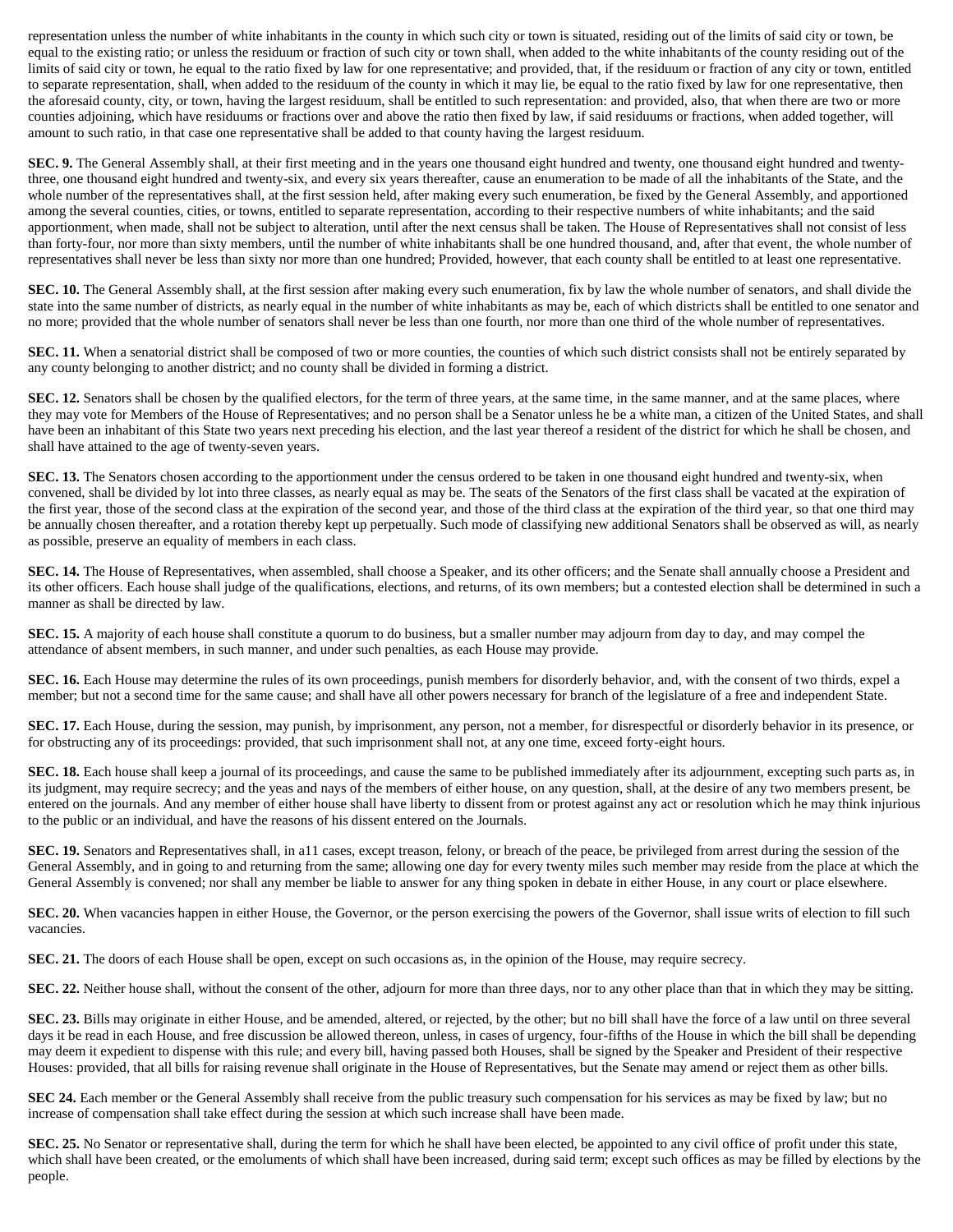representation unless the number of white inhabitants in the county in which such city or town is situated, residing out of the limits of said city or town, be equal to the existing ratio; or unless the residuum or fraction of such city or town shall, when added to the white inhabitants of the county residing out of the limits of said city or town, he equal to the ratio fixed by law for one representative; and provided, that, if the residuum or fraction of any city or town, entitled to separate representation, shall, when added to the residuum of the county in which it may lie, be equal to the ratio fixed by law for one representative, then the aforesaid county, city, or town, having the largest residuum, shall be entitled to such representation: and provided, also, that when there are two or more counties adjoining, which have residuums or fractions over and above the ratio then fixed by law, if said residuums or fractions, when added together, will amount to such ratio, in that case one representative shall be added to that county having the largest residuum.

**SEC. 9.** The General Assembly shall, at their first meeting and in the years one thousand eight hundred and twenty, one thousand eight hundred and twenty-three, one thousand eight hundred and twenty-six, and every six years thereafter, cause an enumeration to be made of all the inhabitants of the State, and the whole number of the representatives shall, at the first session held, after making every such enumeration, be fixed by the General Assembly, and apportioned among the several counties, cities, or towns, entitled to separate representation, according to their respective numbers of white inhabitants; and the said apportionment, when made, shall not be subject to alteration, until after the next census shall be taken. The House of Representatives shall not consist of less than forty-four, nor more than sixty members, until the number of white inhabitants shall be one hundred thousand, and, after that event, the whole number of representatives shall never be less than sixty nor more than one hundred; Provided, however, that each county shall be entitled to at least one representative.

**SEC. 10.** The General Assembly shall, at the first session after making every such enumeration, fix by law the whole number of senators, and shall divide the state into the same number of districts, as nearly equal in the number of white inhabitants as may be, each of which districts shall be entitled to one senator and no more; provided that the whole number of senators shall never be less than one fourth, nor more than one third of the whole number of representatives.

**SEC. 11.** When a senatorial district shall be composed of two or more counties, the counties of which such district consists shall not be entirely separated by any county belonging to another district; and no county shall be divided in forming a district.

**SEC. 12.** Senators shall be chosen by the qualified electors, for the term of three years, at the same time, in the same manner, and at the same places, where they may vote for Members of the House of Representatives; and no person shall be a Senator unless he be a white man, a citizen of the United States, and shall have been an inhabitant of this State two years next preceding his election, and the last year thereof a resident of the district for which he shall be chosen, and shall have attained to the age of twenty-seven years.

**SEC. 13.** The Senators chosen according to the apportionment under the census ordered to be taken in one thousand eight hundred and twenty-six, when convened, shall be divided by lot into three classes, as nearly equal as may be. The seats of the Senators of the first class shall be vacated at the expiration of the first year, those of the second class at the expiration of the second year, and those of the third class at the expiration of the third year, so that one third may be annually chosen thereafter, and a rotation thereby kept up perpetually. Such mode of classifying new additional Senators shall be observed as will, as nearly as possible, preserve an equality of members in each class.

**SEC. 14.** The House of Representatives, when assembled, shall choose a Speaker, and its other officers; and the Senate shall annually choose a President and its other officers. Each house shall judge of the qualifications, elections, and returns, of its own members; but a contested election shall be determined in such a manner as shall be directed by law.

**SEC. 15.** A majority of each house shall constitute a quorum to do business, but a smaller number may adjourn from day to day, and may compel the attendance of absent members, in such manner, and under such penalties, as each House may provide.

**SEC. 16.** Each House may determine the rules of its own proceedings, punish members for disorderly behavior, and, with the consent of two thirds, expel a member; but not a second time for the same cause; and shall have all other powers necessary for branch of the legislature of a free and independent State.

**SEC. 17.** Each House, during the session, may punish, by imprisonment, any person, not a member, for disrespectful or disorderly behavior in its presence, or for obstructing any of its proceedings: provided, that such imprisonment shall not, at any one time, exceed forty-eight hours.

**SEC. 18.** Each house shall keep a journal of its proceedings, and cause the same to be published immediately after its adjournment, excepting such parts as, in its judgment, may require secrecy; and the yeas and nays of the members of either house, on any question, shall, at the desire of any two members present, be entered on the journals. And any member of either house shall have liberty to dissent from or protest against any act or resolution which he may think injurious to the public or an individual, and have the reasons of his dissent entered on the Journals.

**SEC. 19.** Senators and Representatives shall, in a11 cases, except treason, felony, or breach of the peace, be privileged from arrest during the session of the General Assembly, and in going to and returning from the same; allowing one day for every twenty miles such member may reside from the place at which the General Assembly is convened; nor shall any member be liable to answer for any thing spoken in debate in either House, in any court or place elsewhere.

**SEC. 20.** When vacancies happen in either House, the Governor, or the person exercising the powers of the Governor, shall issue writs of election to fill such vacancies.

**SEC. 21.** The doors of each House shall be open, except on such occasions as, in the opinion of the House, may require secrecy.

**SEC. 22.** Neither house shall, without the consent of the other, adjourn for more than three days, nor to any other place than that in which they may be sitting.

**SEC. 23.** Bills may originate in either House, and be amended, altered, or rejected, by the other; but no bill shall have the force of a law until on three several days it be read in each House, and free discussion be allowed thereon, unless, in cases of urgency, four-fifths of the House in which the bill shall be depending may deem it expedient to dispense with this rule; and every bill, having passed both Houses, shall be signed by the Speaker and President of their respective Houses: provided, that all bills for raising revenue shall originate in the House of Representatives, but the Senate may amend or reject them as other bills.

**SEC 24.** Each member or the General Assembly shall receive from the public treasury such compensation for his services as may be fixed by law; but no increase of compensation shall take effect during the session at which such increase shall have been made.

**SEC. 25.** No Senator or representative shall, during the term for which he shall have been elected, be appointed to any civil office of profit under this state, which shall have been created, or the emoluments of which shall have been increased, during said term; except such offices as may be filled by elections by the people.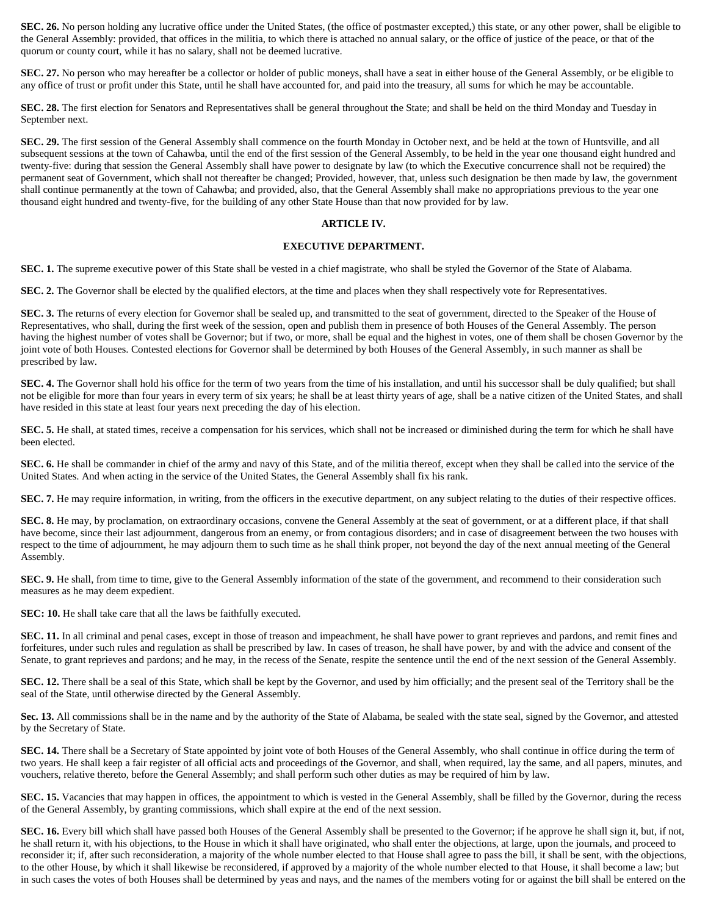**SEC. 26.** No person holding any lucrative office under the United States, (the office of postmaster excepted,) this state, or any other power, shall be eligible to the General Assembly: provided, that offices in the militia, to which there is attached no annual salary, or the office of justice of the peace, or that of the quorum or county court, while it has no salary, shall not be deemed lucrative.

**SEC. 27.** No person who may hereafter be a collector or holder of public moneys, shall have a seat in either house of the General Assembly, or be eligible to any office of trust or profit under this State, until he shall have accounted for, and paid into the treasury, all sums for which he may be accountable.

**SEC. 28.** The first election for Senators and Representatives shall be general throughout the State; and shall be held on the third Monday and Tuesday in September next.

**SEC. 29.** The first session of the General Assembly shall commence on the fourth Monday in October next, and be held at the town of Huntsville, and all subsequent sessions at the town of Cahawba, until the end of the first session of the General Assembly, to be held in the year one thousand eight hundred and twenty-five: during that session the General Assembly shall have power to designate by law (to which the Executive concurrence shall not be required) the permanent seat of Government, which shall not thereafter be changed; Provided, however, that, unless such designation be then made by law, the government shall continue permanently at the town of Cahawba; and provided, also, that the General Assembly shall make no appropriations previous to the year one thousand eight hundred and twenty-five, for the building of any other State House than that now provided for by law.

## ARTICLE IV.

## EXECUTIVE DEPARTMENT.

**SEC. 1.** The supreme executive power of this State shall be vested in a chief magistrate, who shall be styled the Governor of the State of Alabama.

**SEC. 2.** The Governor shall be elected by the qualified electors, at the time and places when they shall respectively vote for Representatives.

**SEC. 3.** The returns of every election for Governor shall be sealed up, and transmitted to the seat of government, directed to the Speaker of the House of Representatives, who shall, during the first week of the session, open and publish them in presence of both Houses of the General Assembly. The person having the highest number of votes shall be Governor; but if two, or more, shall be equal and the highest in votes, one of them shall be chosen Governor by the joint vote of both Houses. Contested elections for Governor shall be determined by both Houses of the General Assembly, in such manner as shall be prescribed by law.

**SEC. 4.** The Governor shall hold his office for the term of two years from the time of his installation, and until his successor shall be duly qualified; but shall not be eligible for more than four years in every term of six years; he shall be at least thirty years of age, shall be a native citizen of the United States, and shall have resided in this state at least four years next preceding the day of his election.

**SEC. 5.** He shall, at stated times, receive a compensation for his services, which shall not be increased or diminished during the term for which he shall have been elected.

**SEC. 6.** He shall be commander in chief of the army and navy of this State, and of the militia thereof, except when they shall be called into the service of the United States. And when acting in the service of the United States, the General Assembly shall fix his rank.

**SEC. 7.** He may require information, in writing, from the officers in the executive department, on any subject relating to the duties of their respective offices.

**SEC. 8.** He may, by proclamation, on extraordinary occasions, convene the General Assembly at the seat of government, or at a different place, if that shall have become, since their last adjournment, dangerous from an enemy, or from contagious disorders; and in case of disagreement between the two houses with respect to the time of adjournment, he may adjourn them to such time as he shall think proper, not beyond the day of the next annual meeting of the General Assembly.

**SEC. 9.** He shall, from time to time, give to the General Assembly information of the state of the government, and recommend to their consideration such measures as he may deem expedient.

**SEC: 10.** He shall take care that all the laws be faithfully executed.

**SEC. 11.** In all criminal and penal cases, except in those of treason and impeachment, he shall have power to grant reprieves and pardons, and remit fines and forfeitures, under such rules and regulation as shall be prescribed by law. In cases of treason, he shall have power, by and with the advice and consent of the Senate, to grant reprieves and pardons; and he may, in the recess of the Senate, respite the sentence until the end of the next session of the General Assembly.

**SEC. 12.** There shall be a seal of this State, which shall be kept by the Governor, and used by him officially; and the present seal of the Territory shall be the seal of the State, until otherwise directed by the General Assembly.

**Sec. 13.** All commissions shall be in the name and by the authority of the State of Alabama, be sealed with the state seal, signed by the Governor, and attested by the Secretary of State.

**SEC. 14.** There shall be a Secretary of State appointed by joint vote of both Houses of the General Assembly, who shall continue in office during the term of two years. He shall keep a fair register of all official acts and proceedings of the Governor, and shall, when required, lay the same, and all papers, minutes, and vouchers, relative thereto, before the General Assembly; and shall perform such other duties as may be required of him by law.

**SEC. 15.** Vacancies that may happen in offices, the appointment to which is vested in the General Assembly, shall be filled by the Governor, during the recess of the General Assembly, by granting commissions, which shall expire at the end of the next session.

**SEC. 16.** Every bill which shall have passed both Houses of the General Assembly shall be presented to the Governor; if he approve he shall sign it, but, if not, he shall return it, with his objections, to the House in which it shall have originated, who shall enter the objections, at large, upon the journals, and proceed to reconsider it; if, after such reconsideration, a majority of the whole number elected to that House shall agree to pass the bill, it shall be sent, with the objections, to the other House, by which it shall likewise be reconsidered, if approved by a majority of the whole number elected to that House, it shall become a law; but in such cases the votes of both Houses shall be determined by yeas and nays, and the names of the members voting for or against the bill shall be entered on the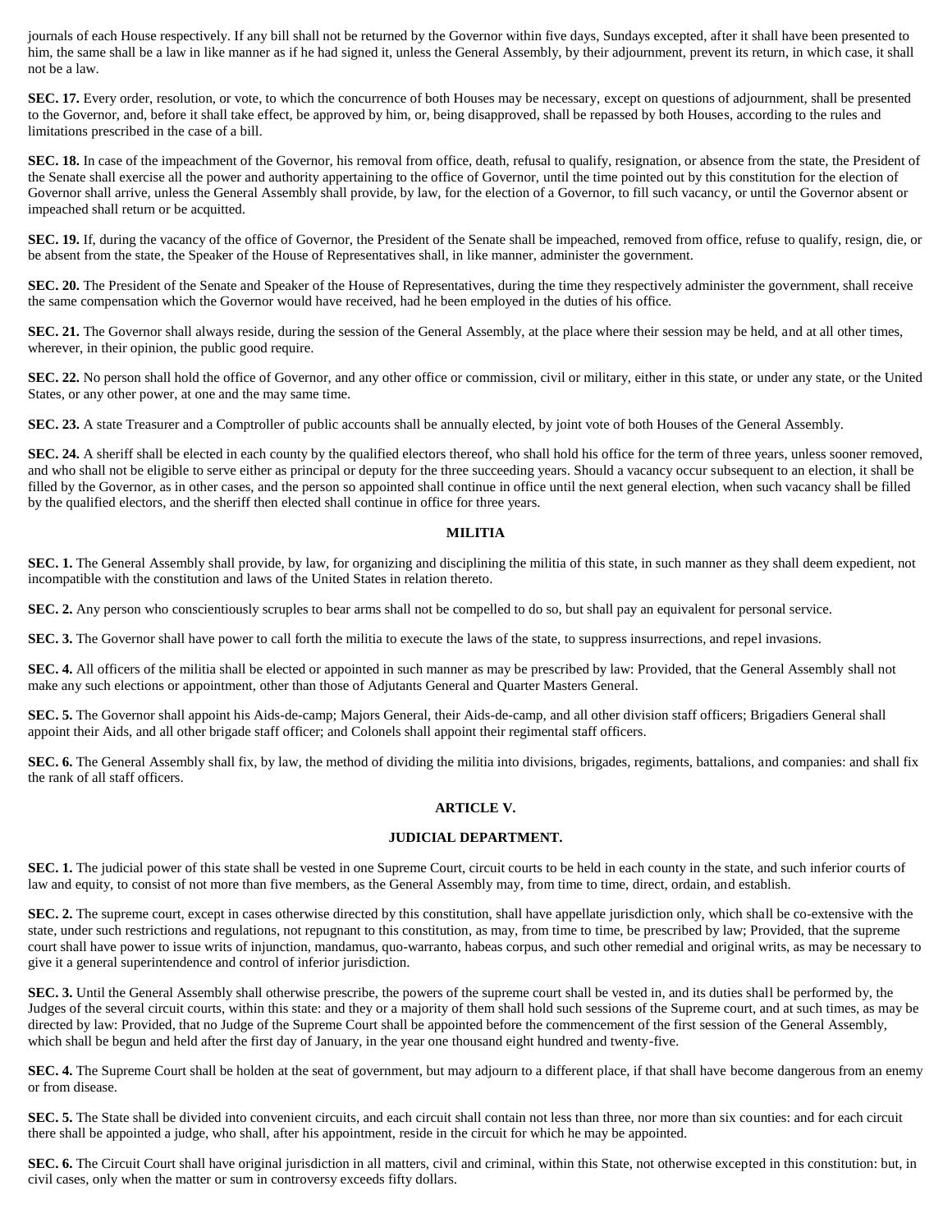journals of each House respectively. If any bill shall not be returned by the Governor within five days, Sundays excepted, after it shall have been presented to him, the same shall be a law in like manner as if he had signed it, unless the General Assembly, by their adjournment, prevent its return, in which case, it shall not be a law.

**SEC. 17.** Every order, resolution, or vote, to which the concurrence of both Houses may be necessary, except on questions of adjournment, shall be presented to the Governor, and, before it shall take effect, be approved by him, or, being disapproved, shall be repassed by both Houses, according to the rules and limitations prescribed in the case of a bill.

**SEC. 18.** In case of the impeachment of the Governor, his removal from office, death, refusal to qualify, resignation, or absence from the state, the President of the Senate shall exercise all the power and authority appertaining to the office of Governor, until the time pointed out by this constitution for the election of Governor shall arrive, unless the General Assembly shall provide, by law, for the election of a Governor, to fill such vacancy, or until the Governor absent or impeached shall return or be acquitted.

**SEC. 19.** If, during the vacancy of the office of Governor, the President of the Senate shall be impeached, removed from office, refuse to qualify, resign, die, or be absent from the state, the Speaker of the House of Representatives shall, in like manner, administer the government.

**SEC. 20.** The President of the Senate and Speaker of the House of Representatives, during the time they respectively administer the government, shall receive the same compensation which the Governor would have received, had he been employed in the duties of his office.

**SEC. 21.** The Governor shall always reside, during the session of the General Assembly, at the place where their session may be held, and at all other times, wherever, in their opinion, the public good require.

**SEC. 22.** No person shall hold the office of Governor, and any other office or commission, civil or military, either in this state, or under any state, or the United States, or any other power, at one and the may same time.

**SEC. 23.** A state Treasurer and a Comptroller of public accounts shall be annually elected, by joint vote of both Houses of the General Assembly.

**SEC. 24.** A sheriff shall be elected in each county by the qualified electors thereof, who shall hold his office for the term of three years, unless sooner removed, and who shall not be eligible to serve either as principal or deputy for the three succeeding years. Should a vacancy occur subsequent to an election, it shall be filled by the Governor, as in other cases, and the person so appointed shall continue in office until the next general election, when such vacancy shall be filled by the qualified electors, and the sheriff then elected shall continue in office for three years.

### MILITIA

**SEC. 1.** The General Assembly shall provide, by law, for organizing and disciplining the militia of this state, in such manner as they shall deem expedient, not incompatible with the constitution and laws of the United States in relation thereto.

**SEC. 2.** Any person who conscientiously scruples to bear arms shall not be compelled to do so, but shall pay an equivalent for personal service.

**SEC. 3.** The Governor shall have power to call forth the militia to execute the laws of the state, to suppress insurrections, and repel invasions.

**SEC. 4.** All officers of the militia shall be elected or appointed in such manner as may be prescribed by law: Provided, that the General Assembly shall not make any such elections or appointment, other than those of Adjutants General and Quarter Masters General.

**SEC. 5.** The Governor shall appoint his Aids-de-camp; Majors General, their Aids-de-camp, and all other division staff officers; Brigadiers General shall appoint their Aids, and all other brigade staff officer; and Colonels shall appoint their regimental staff officers.

**SEC. 6.** The General Assembly shall fix, by law, the method of dividing the militia into divisions, brigades, regiments, battalions, and companies: and shall fix the rank of all staff officers.

## ARTICLE V.

## JUDICIAL DEPARTMENT.

**SEC. 1.** The judicial power of this state shall be vested in one Supreme Court, circuit courts to be held in each county in the state, and such inferior courts of law and equity, to consist of not more than five members, as the General Assembly may, from time to time, direct, ordain, and establish.

**SEC. 2.** The supreme court, except in cases otherwise directed by this constitution, shall have appellate jurisdiction only, which shall be co-extensive with the state, under such restrictions and regulations, not repugnant to this constitution, as may, from time to time, be prescribed by law; Provided, that the supreme court shall have power to issue writs of injunction, mandamus, quo-warranto, habeas corpus, and such other remedial and original writs, as may be necessary to give it a general superintendence and control of inferior jurisdiction.

**SEC. 3.** Until the General Assembly shall otherwise prescribe, the powers of the supreme court shall be vested in, and its duties shall be performed by, the Judges of the several circuit courts, within this state: and they or a majority of them shall hold such sessions of the Supreme court, and at such times, as may be directed by law: Provided, that no Judge of the Supreme Court shall be appointed before the commencement of the first session of the General Assembly, which shall be begun and held after the first day of January, in the year one thousand eight hundred and twenty-five.

**SEC. 4.** The Supreme Court shall be holden at the seat of government, but may adjourn to a different place, if that shall have become dangerous from an enemy or from disease.

**SEC. 5.** The State shall be divided into convenient circuits, and each circuit shall contain not less than three, nor more than six counties: and for each circuit there shall be appointed a judge, who shall, after his appointment, reside in the circuit for which he may be appointed.

**SEC. 6.** The Circuit Court shall have original jurisdiction in all matters, civil and criminal, within this State, not otherwise excepted in this constitution: but, in civil cases, only when the matter or sum in controversy exceeds fifty dollars.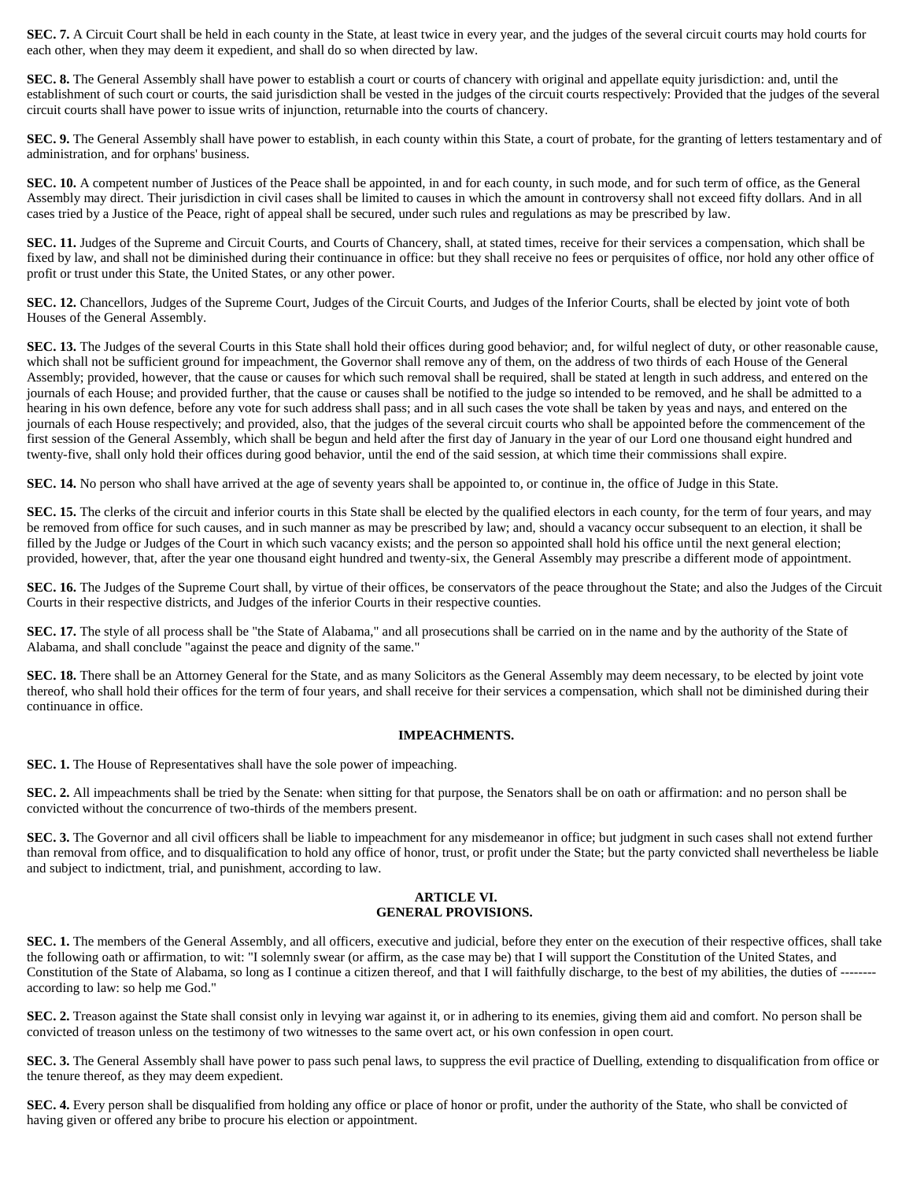**SEC. 7.** A Circuit Court shall be held in each county in the State, at least twice in every year, and the judges of the several circuit courts may hold courts for each other, when they may deem it expedient, and shall do so when directed by law.

**SEC. 8.** The General Assembly shall have power to establish a court or courts of chancery with original and appellate equity jurisdiction: and, until the establishment of such court or courts, the said jurisdiction shall be vested in the judges of the circuit courts respectively: Provided that the judges of the several circuit courts shall have power to issue writs of injunction, returnable into the courts of chancery.

**SEC. 9.** The General Assembly shall have power to establish, in each county within this State, a court of probate, for the granting of letters testamentary and of administration, and for orphans' business.

**SEC. 10.** A competent number of Justices of the Peace shall be appointed, in and for each county, in such mode, and for such term of office, as the General Assembly may direct. Their jurisdiction in civil cases shall be limited to causes in which the amount in controversy shall not exceed fifty dollars. And in all cases tried by a Justice of the Peace, right of appeal shall be secured, under such rules and regulations as may be prescribed by law.

**SEC. 11.** Judges of the Supreme and Circuit Courts, and Courts of Chancery, shall, at stated times, receive for their services a compensation, which shall be fixed by law, and shall not be diminished during their continuance in office: but they shall receive no fees or perquisites of office, nor hold any other office of profit or trust under this State, the United States, or any other power.

**SEC. 12.** Chancellors, Judges of the Supreme Court, Judges of the Circuit Courts, and Judges of the Inferior Courts, shall be elected by joint vote of both Houses of the General Assembly.

**SEC. 13.** The Judges of the several Courts in this State shall hold their offices during good behavior; and, for wilful neglect of duty, or other reasonable cause, which shall not be sufficient ground for impeachment, the Governor shall remove any of them, on the address of two thirds of each House of the General Assembly; provided, however, that the cause or causes for which such removal shall be required, shall be stated at length in such address, and entered on the journals of each House; and provided further, that the cause or causes shall be notified to the judge so intended to be removed, and he shall be admitted to a hearing in his own defence, before any vote for such address shall pass; and in all such cases the vote shall be taken by yeas and nays, and entered on the journals of each House respectively; and provided, also, that the judges of the several circuit courts who shall be appointed before the commencement of the first session of the General Assembly, which shall be begun and held after the first day of January in the year of our Lord one thousand eight hundred and twenty-five, shall only hold their offices during good behavior, until the end of the said session, at which time their commissions shall expire.

**SEC. 14.** No person who shall have arrived at the age of seventy years shall be appointed to, or continue in, the office of Judge in this State.

**SEC. 15.** The clerks of the circuit and inferior courts in this State shall be elected by the qualified electors in each county, for the term of four years, and may be removed from office for such causes, and in such manner as may be prescribed by law; and, should a vacancy occur subsequent to an election, it shall be filled by the Judge or Judges of the Court in which such vacancy exists; and the person so appointed shall hold his office until the next general election; provided, however, that, after the year one thousand eight hundred and twenty-six, the General Assembly may prescribe a different mode of appointment.

**SEC. 16.** The Judges of the Supreme Court shall, by virtue of their offices, be conservators of the peace throughout the State; and also the Judges of the Circuit Courts in their respective districts, and Judges of the inferior Courts in their respective counties.

**SEC. 17.** The style of all process shall be "the State of Alabama," and all prosecutions shall be carried on in the name and by the authority of the State of Alabama, and shall conclude "against the peace and dignity of the same."

**SEC. 18.** There shall be an Attorney General for the State, and as many Solicitors as the General Assembly may deem necessary, to be elected by joint vote thereof, who shall hold their offices for the term of four years, and shall receive for their services a compensation, which shall not be diminished during their continuance in office.

### IMPEACHMENTS.

**SEC. 1.** The House of Representatives shall have the sole power of impeaching.

**SEC. 2.** All impeachments shall be tried by the Senate: when sitting for that purpose, the Senators shall be on oath or affirmation: and no person shall be convicted without the concurrence of two-thirds of the members present.

**SEC. 3.** The Governor and all civil officers shall be liable to impeachment for any misdemeanor in office; but judgment in such cases shall not extend further than removal from office, and to disqualification to hold any office of honor, trust, or profit under the State; but the party convicted shall nevertheless be liable and subject to indictment, trial, and punishment, according to law.

## ARTICLE VI.
## GENERAL PROVISIONS.

**SEC. 1.** The members of the General Assembly, and all officers, executive and judicial, before they enter on the execution of their respective offices, shall take the following oath or affirmation, to wit: "I solemnly swear (or affirm, as the case may be) that I will support the Constitution of the United States, and Constitution of the State of Alabama, so long as I continue a citizen thereof, and that I will faithfully discharge, to the best of my abilities, the duties of -------- according to law: so help me God."

**SEC. 2.** Treason against the State shall consist only in levying war against it, or in adhering to its enemies, giving them aid and comfort. No person shall be convicted of treason unless on the testimony of two witnesses to the same overt act, or his own confession in open court.

**SEC. 3.** The General Assembly shall have power to pass such penal laws, to suppress the evil practice of Duelling, extending to disqualification from office or the tenure thereof, as they may deem expedient.

**SEC. 4.** Every person shall be disqualified from holding any office or place of honor or profit, under the authority of the State, who shall be convicted of having given or offered any bribe to procure his election or appointment.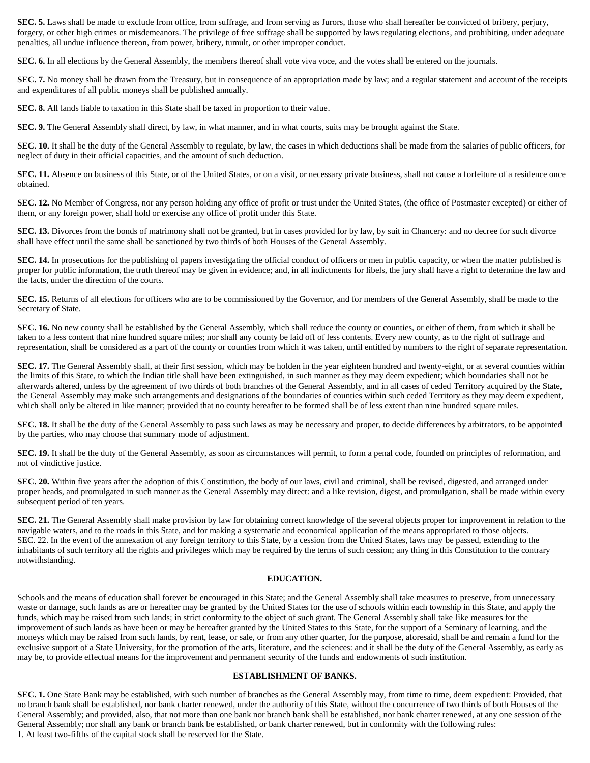**SEC. 5.** Laws shall be made to exclude from office, from suffrage, and from serving as Jurors, those who shall hereafter be convicted of bribery, perjury, forgery, or other high crimes or misdemeanors. The privilege of free suffrage shall be supported by laws regulating elections, and prohibiting, under adequate penalties, all undue influence thereon, from power, bribery, tumult, or other improper conduct.

**SEC. 6.** In all elections by the General Assembly, the members thereof shall vote viva voce, and the votes shall be entered on the journals.

**SEC. 7.** No money shall be drawn from the Treasury, but in consequence of an appropriation made by law; and a regular statement and account of the receipts and expenditures of all public moneys shall be published annually.

**SEC. 8.** All lands liable to taxation in this State shall be taxed in proportion to their value.

**SEC. 9.** The General Assembly shall direct, by law, in what manner, and in what courts, suits may be brought against the State.

**SEC. 10.** It shall be the duty of the General Assembly to regulate, by law, the cases in which deductions shall be made from the salaries of public officers, for neglect of duty in their official capacities, and the amount of such deduction.

**SEC. 11.** Absence on business of this State, or of the United States, or on a visit, or necessary private business, shall not cause a forfeiture of a residence once obtained.

**SEC. 12.** No Member of Congress, nor any person holding any office of profit or trust under the United States, (the office of Postmaster excepted) or either of them, or any foreign power, shall hold or exercise any office of profit under this State.

**SEC. 13.** Divorces from the bonds of matrimony shall not be granted, but in cases provided for by law, by suit in Chancery: and no decree for such divorce shall have effect until the same shall be sanctioned by two thirds of both Houses of the General Assembly.

**SEC. 14.** In prosecutions for the publishing of papers investigating the official conduct of officers or men in public capacity, or when the matter published is proper for public information, the truth thereof may be given in evidence; and, in all indictments for libels, the jury shall have a right to determine the law and the facts, under the direction of the courts.

**SEC. 15.** Returns of all elections for officers who are to be commissioned by the Governor, and for members of the General Assembly, shall be made to the Secretary of State.

**SEC. 16.** No new county shall be established by the General Assembly, which shall reduce the county or counties, or either of them, from which it shall be taken to a less content that nine hundred square miles; nor shall any county be laid off of less contents. Every new county, as to the right of suffrage and representation, shall be considered as a part of the county or counties from which it was taken, until entitled by numbers to the right of separate representation.

**SEC. 17.** The General Assembly shall, at their first session, which may be holden in the year eighteen hundred and twenty-eight, or at several counties within the limits of this State, to which the Indian title shall have been extinguished, in such manner as they may deem expedient; which boundaries shall not be afterwards altered, unless by the agreement of two thirds of both branches of the General Assembly, and in all cases of ceded Territory acquired by the State, the General Assembly may make such arrangements and designations of the boundaries of counties within such ceded Territory as they may deem expedient, which shall only be altered in like manner; provided that no county hereafter to be formed shall be of less extent than nine hundred square miles.

**SEC. 18.** It shall be the duty of the General Assembly to pass such laws as may be necessary and proper, to decide differences by arbitrators, to be appointed by the parties, who may choose that summary mode of adjustment.

**SEC. 19.** It shall be the duty of the General Assembly, as soon as circumstances will permit, to form a penal code, founded on principles of reformation, and not of vindictive justice.

**SEC. 20.** Within five years after the adoption of this Constitution, the body of our laws, civil and criminal, shall be revised, digested, and arranged under proper heads, and promulgated in such manner as the General Assembly may direct: and a like revision, digest, and promulgation, shall be made within every subsequent period of ten years.

**SEC. 21.** The General Assembly shall make provision by law for obtaining correct knowledge of the several objects proper for improvement in relation to the navigable waters, and to the roads in this State, and for making a systematic and economical application of the means appropriated to those objects.
SEC. 22. In the event of the annexation of any foreign territory to this State, by a cession from the United States, laws may be passed, extending to the inhabitants of such territory all the rights and privileges which may be required by the terms of such cession; any thing in this Constitution to the contrary notwithstanding.

## EDUCATION.

Schools and the means of education shall forever be encouraged in this State; and the General Assembly shall take measures to preserve, from unnecessary waste or damage, such lands as are or hereafter may be granted by the United States for the use of schools within each township in this State, and apply the funds, which may be raised from such lands; in strict conformity to the object of such grant. The General Assembly shall take like measures for the improvement of such lands as have been or may be hereafter granted by the United States to this State, for the support of a Seminary of learning, and the moneys which may be raised from such lands, by rent, lease, or sale, or from any other quarter, for the purpose, aforesaid, shall be and remain a fund for the exclusive support of a State University, for the promotion of the arts, literature, and the sciences: and it shall be the duty of the General Assembly, as early as may be, to provide effectual means for the improvement and permanent security of the funds and endowments of such institution.

## ESTABLISHMENT OF BANKS.

**SEC. 1.** One State Bank may be established, with such number of branches as the General Assembly may, from time to time, deem expedient: Provided, that no branch bank shall be established, nor bank charter renewed, under the authority of this State, without the concurrence of two thirds of both Houses of the General Assembly; and provided, also, that not more than one bank nor branch bank shall be established, nor bank charter renewed, at any one session of the General Assembly; nor shall any bank or branch bank be established, or bank charter renewed, but in conformity with the following rules:
1. At least two-fifths of the capital stock shall be reserved for the State.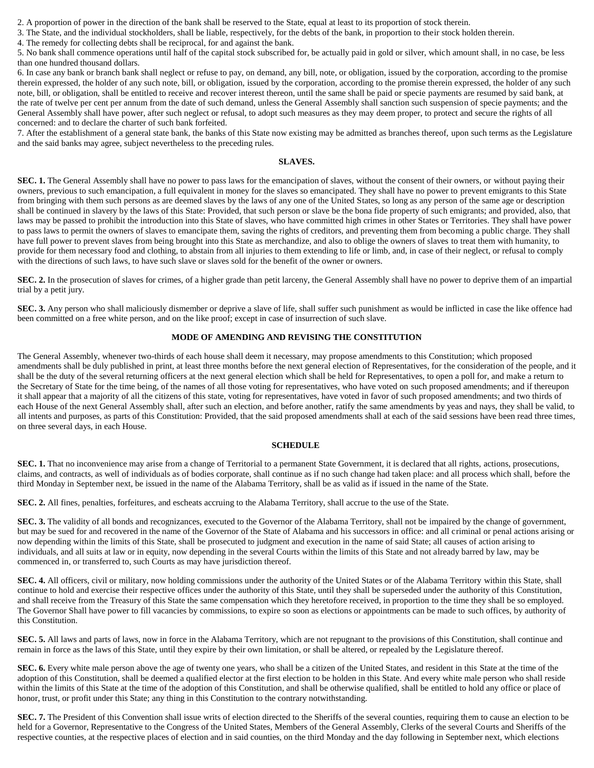2. A proportion of power in the direction of the bank shall be reserved to the State, equal at least to its proportion of stock therein.
3. The State, and the individual stockholders, shall be liable, respectively, for the debts of the bank, in proportion to their stock holden therein.
4. The remedy for collecting debts shall be reciprocal, for and against the bank.
5. No bank shall commence operations until half of the capital stock subscribed for, be actually paid in gold or silver, which amount shall, in no case, be less than one hundred thousand dollars.
6. In case any bank or branch bank shall neglect or refuse to pay, on demand, any bill, note, or obligation, issued by the corporation, according to the promise therein expressed, the holder of any such note, bill, or obligation, issued by the corporation, according to the promise therein expressed, the holder of any such note, bill, or obligation, shall be entitled to receive and recover interest thereon, until the same shall be paid or specie payments are resumed by said bank, at the rate of twelve per cent per annum from the date of such demand, unless the General Assembly shall sanction such suspension of specie payments; and the General Assembly shall have power, after such neglect or refusal, to adopt such measures as they may deem proper, to protect and secure the rights of all concerned: and to declare the charter of such bank forfeited.
7. After the establishment of a general state bank, the banks of this State now existing may be admitted as branches thereof, upon such terms as the Legislature and the said banks may agree, subject nevertheless to the preceding rules.

**SLAVES.**

**SEC. 1.** The General Assembly shall have no power to pass laws for the emancipation of slaves, without the consent of their owners, or without paying their owners, previous to such emancipation, a full equivalent in money for the slaves so emancipated. They shall have no power to prevent emigrants to this State from bringing with them such persons as are deemed slaves by the laws of any one of the United States, so long as any person of the same age or description shall be continued in slavery by the laws of this State: Provided, that such person or slave be the bona fide property of such emigrants; and provided, also, that laws may be passed to prohibit the introduction into this State of slaves, who have committed high crimes in other States or Territories. They shall have power to pass laws to permit the owners of slaves to emancipate them, saving the rights of creditors, and preventing them from becoming a public charge. They shall have full power to prevent slaves from being brought into this State as merchandize, and also to oblige the owners of slaves to treat them with humanity, to provide for them necessary food and clothing, to abstain from all injuries to them extending to life or limb, and, in case of their neglect, or refusal to comply with the directions of such laws, to have such slave or slaves sold for the benefit of the owner or owners.

**SEC. 2.** In the prosecution of slaves for crimes, of a higher grade than petit larceny, the General Assembly shall have no power to deprive them of an impartial trial by a petit jury.

**SEC. 3.** Any person who shall maliciously dismember or deprive a slave of life, shall suffer such punishment as would be inflicted in case the like offence had been committed on a free white person, and on the like proof; except in case of insurrection of such slave.

**MODE OF AMENDING AND REVISING THE CONSTITUTION**

The General Assembly, whenever two-thirds of each house shall deem it necessary, may propose amendments to this Constitution; which proposed amendments shall be duly published in print, at least three months before the next general election of Representatives, for the consideration of the people, and it shall be the duty of the several returning officers at the next general election which shall be held for Representatives, to open a poll for, and make a return to the Secretary of State for the time being, of the names of all those voting for representatives, who have voted on such proposed amendments; and if thereupon it shall appear that a majority of all the citizens of this state, voting for representatives, have voted in favor of such proposed amendments; and two thirds of each House of the next General Assembly shall, after such an election, and before another, ratify the same amendments by yeas and nays, they shall be valid, to all intents and purposes, as parts of this Constitution: Provided, that the said proposed amendments shall at each of the said sessions have been read three times, on three several days, in each House.

**SCHEDULE**

**SEC. 1.** That no inconvenience may arise from a change of Territorial to a permanent State Government, it is declared that all rights, actions, prosecutions, claims, and contracts, as well of individuals as of bodies corporate, shall continue as if no such change had taken place: and all process which shall, before the third Monday in September next, be issued in the name of the Alabama Territory, shall be as valid as if issued in the name of the State.

**SEC. 2.** All fines, penalties, forfeitures, and escheats accruing to the Alabama Territory, shall accrue to the use of the State.

**SEC. 3.** The validity of all bonds and recognizances, executed to the Governor of the Alabama Territory, shall not be impaired by the change of government, but may be sued for and recovered in the name of the Governor of the State of Alabama and his successors in office: and all criminal or penal actions arising or now depending within the limits of this State, shall be prosecuted to judgment and execution in the name of said State; all causes of action arising to individuals, and all suits at law or in equity, now depending in the several Courts within the limits of this State and not already barred by law, may be commenced in, or transferred to, such Courts as may have jurisdiction thereof.

**SEC. 4.** All officers, civil or military, now holding commissions under the authority of the United States or of the Alabama Territory within this State, shall continue to hold and exercise their respective offices under the authority of this State, until they shall be superseded under the authority of this Constitution, and shall receive from the Treasury of this State the same compensation which they heretofore received, in proportion to the time they shall be so employed. The Governor Shall have power to fill vacancies by commissions, to expire so soon as elections or appointments can be made to such offices, by authority of this Constitution.

**SEC. 5.** All laws and parts of laws, now in force in the Alabama Territory, which are not repugnant to the provisions of this Constitution, shall continue and remain in force as the laws of this State, until they expire by their own limitation, or shall be altered, or repealed by the Legislature thereof.

**SEC. 6.** Every white male person above the age of twenty one years, who shall be a citizen of the United States, and resident in this State at the time of the adoption of this Constitution, shall be deemed a qualified elector at the first election to be holden in this State. And every white male person who shall reside within the limits of this State at the time of the adoption of this Constitution, and shall be otherwise qualified, shall be entitled to hold any office or place of honor, trust, or profit under this State; any thing in this Constitution to the contrary notwithstanding.

**SEC. 7.** The President of this Convention shall issue writs of election directed to the Sheriffs of the several counties, requiring them to cause an election to be held for a Governor, Representative to the Congress of the United States, Members of the General Assembly, Clerks of the several Courts and Sheriffs of the respective counties, at the respective places of election and in said counties, on the third Monday and the day following in September next, which elections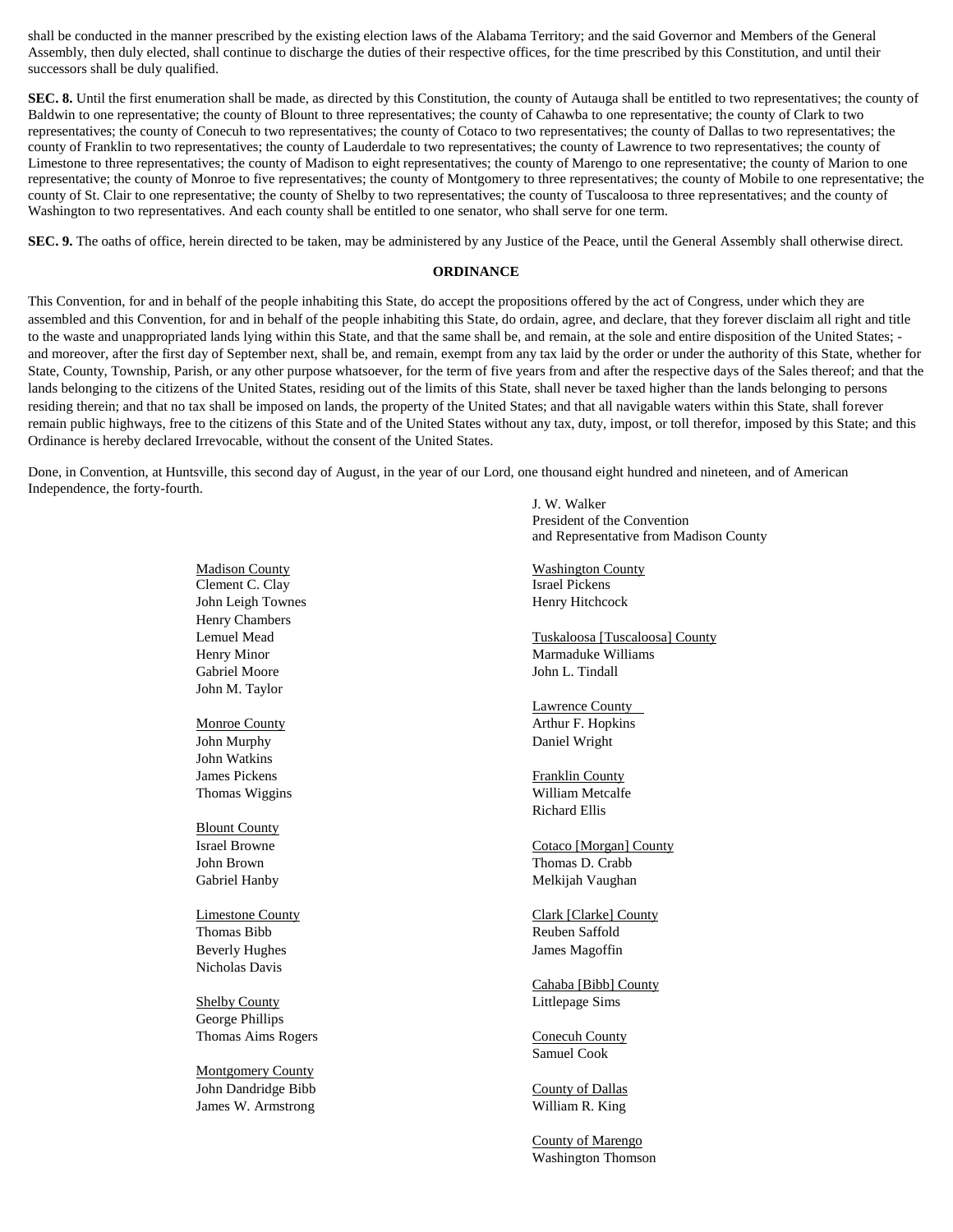shall be conducted in the manner prescribed by the existing election laws of the Alabama Territory; and the said Governor and Members of the General Assembly, then duly elected, shall continue to discharge the duties of their respective offices, for the time prescribed by this Constitution, and until their successors shall be duly qualified.

**SEC. 8.** Until the first enumeration shall be made, as directed by this Constitution, the county of Autauga shall be entitled to two representatives; the county of Baldwin to one representative; the county of Blount to three representatives; the county of Cahawba to one representative; the county of Clark to two representatives; the county of Conecuh to two representatives; the county of Cotaco to two representatives; the county of Dallas to two representatives; the county of Franklin to two representatives; the county of Lauderdale to two representatives; the county of Lawrence to two representatives; the county of Limestone to three representatives; the county of Madison to eight representatives; the county of Marengo to one representative; the county of Marion to one representative; the county of Monroe to five representatives; the county of Montgomery to three representatives; the county of Mobile to one representative; the county of St. Clair to one representative; the county of Shelby to two representatives; the county of Tuscaloosa to three representatives; and the county of Washington to two representatives. And each county shall be entitled to one senator, who shall serve for one term.

**SEC. 9.** The oaths of office, herein directed to be taken, may be administered by any Justice of the Peace, until the General Assembly shall otherwise direct.

**ORDINANCE**

This Convention, for and in behalf of the people inhabiting this State, do accept the propositions offered by the act of Congress, under which they are assembled and this Convention, for and in behalf of the people inhabiting this State, do ordain, agree, and declare, that they forever disclaim all right and title to the waste and unappropriated lands lying within this State, and that the same shall be, and remain, at the sole and entire disposition of the United States; - and moreover, after the first day of September next, shall be, and remain, exempt from any tax laid by the order or under the authority of this State, whether for State, County, Township, Parish, or any other purpose whatsoever, for the term of five years from and after the respective days of the Sales thereof; and that the lands belonging to the citizens of the United States, residing out of the limits of this State, shall never be taxed higher than the lands belonging to persons residing therein; and that no tax shall be imposed on lands, the property of the United States; and that all navigable waters within this State, shall forever remain public highways, free to the citizens of this State and of the United States without any tax, duty, impost, or toll therefor, imposed by this State; and this Ordinance is hereby declared Irrevocable, without the consent of the United States.

Done, in Convention, at Huntsville, this second day of August, in the year of our Lord, one thousand eight hundred and nineteen, and of American Independence, the forty-fourth.

J. W. Walker
President of the Convention
and Representative from Madison County

Madison County
Clement C. Clay
John Leigh Townes
Henry Chambers
Lemuel Mead
Henry Minor
Gabriel Moore
John M. Taylor

Monroe County
John Murphy
John Watkins
James Pickens
Thomas Wiggins

Blount County
Israel Browne
John Brown
Gabriel Hanby

Limestone County
Thomas Bibb
Beverly Hughes
Nicholas Davis

Shelby County
George Phillips
Thomas Aims Rogers

Montgomery County
John Dandridge Bibb
James W. Armstrong

Washington County
Israel Pickens
Henry Hitchcock

Tuskaloosa [Tuscaloosa] County
Marmaduke Williams
John L. Tindall

Lawrence County
Arthur F. Hopkins
Daniel Wright

Franklin County
William Metcalfe
Richard Ellis

Cotaco [Morgan] County
Thomas D. Crabb
Melkijah Vaughan

Clark [Clarke] County
Reuben Saffold
James Magoffin

Cahaba [Bibb] County
Littlepage Sims

Conecuh County
Samuel Cook

County of Dallas
William R. King

County of Marengo
Washington Thomson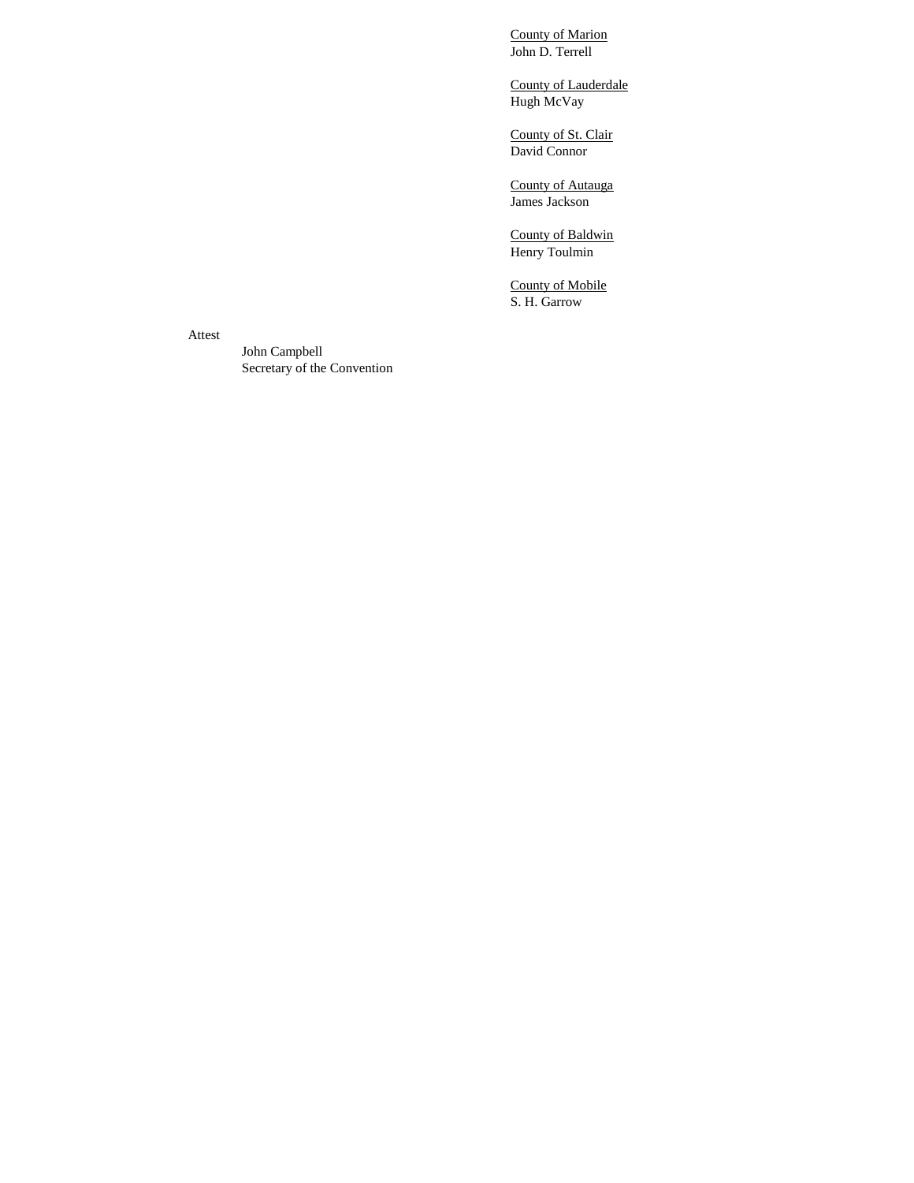<u>County of Marion</u>
John D. Terrell

<u>County of Lauderdale</u>
Hugh McVay

<u>County of St. Clair</u>
David Connor

<u>County of Autauga</u>
James Jackson

<u>County of Baldwin</u>
Henry Toulmin

<u>County of Mobile</u>
S. H. Garrow

Attest

John Campbell
Secretary of the Convention